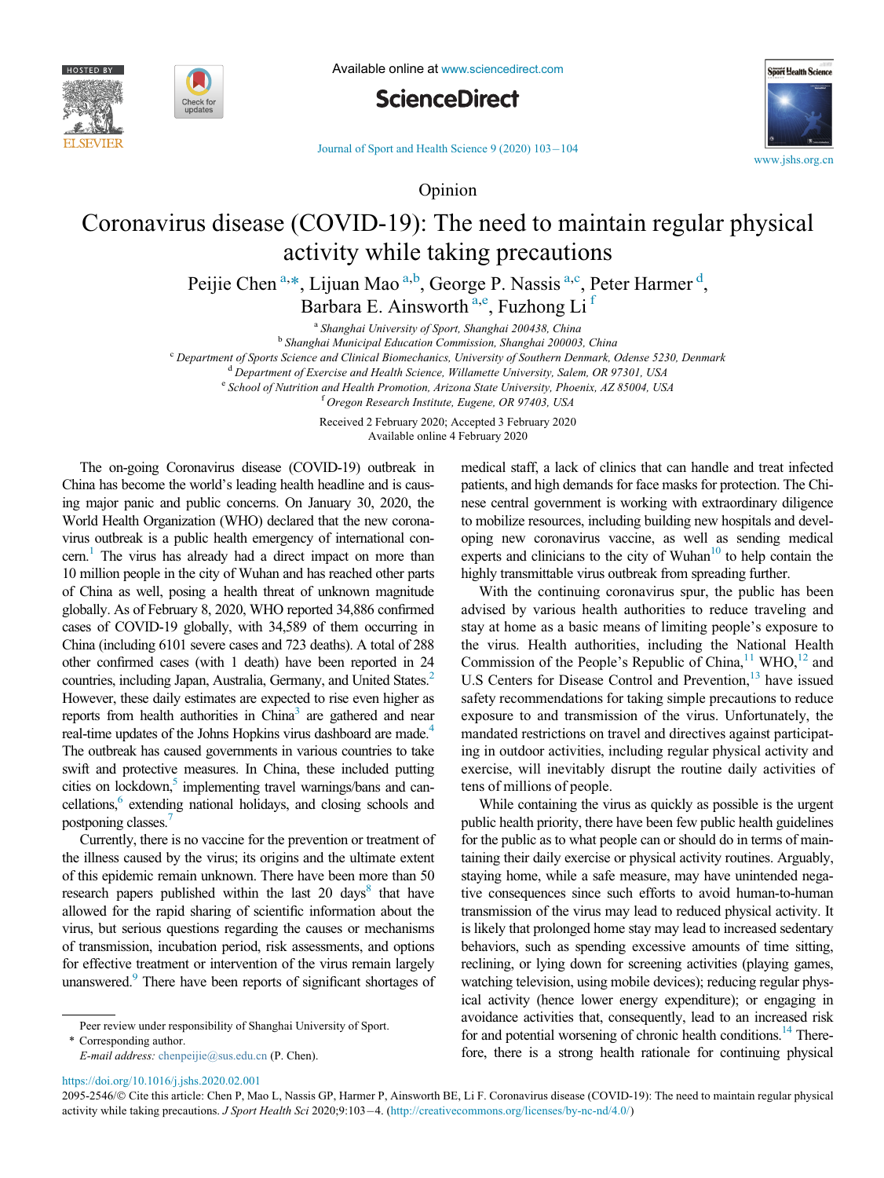Opinion

# Coronavirus disease (COVID-19): The need to maintain regular physical activity while taking precautions

Peijie Chen[a,*], Lijuan Mao[a,b], George P. Nassis[a,c], Peter Harmer[d], Barbara E. Ainsworth[a,e], Fuzhong Li[f]

[a] *Shanghai University of Sport, Shanghai 200438, China*
[b] *Shanghai Municipal Education Commission, Shanghai 200003, China*
[c] *Department of Sports Science and Clinical Biomechanics, University of Southern Denmark, Odense 5230, Denmark*
[d] *Department of Exercise and Health Science, Willamette University, Salem, OR 97301, USA*
[e] *School of Nutrition and Health Promotion, Arizona State University, Phoenix, AZ 85004, USA*
[f] *Oregon Research Institute, Eugene, OR 97403, USA*

Received 2 February 2020; Accepted 3 February 2020
Available online 4 February 2020

The on-going Coronavirus disease (COVID-19) outbreak in China has become the world's leading health headline and is causing major panic and public concerns. On January 30, 2020, the World Health Organization (WHO) declared that the new coronavirus outbreak is a public health emergency of international concern.[1] The virus has already had a direct impact on more than 10 million people in the city of Wuhan and has reached other parts of China as well, posing a health threat of unknown magnitude globally. As of February 8, 2020, WHO reported 34,886 confirmed cases of COVID-19 globally, with 34,589 of them occurring in China (including 6101 severe cases and 723 deaths). A total of 288 other confirmed cases (with 1 death) have been reported in 24 countries, including Japan, Australia, Germany, and United States.[2] However, these daily estimates are expected to rise even higher as reports from health authorities in China[3] are gathered and near real-time updates of the Johns Hopkins virus dashboard are made.[4] The outbreak has caused governments in various countries to take swift and protective measures. In China, these included putting cities on lockdown,[5] implementing travel warnings/bans and cancellations,[6] extending national holidays, and closing schools and postponing classes.[7]

Currently, there is no vaccine for the prevention or treatment of the illness caused by the virus; its origins and the ultimate extent of this epidemic remain unknown. There have been more than 50 research papers published within the last 20 days[8] that have allowed for the rapid sharing of scientific information about the virus, but serious questions regarding the causes or mechanisms of transmission, incubation period, risk assessments, and options for effective treatment or intervention of the virus remain largely unanswered.[9] There have been reports of significant shortages of medical staff, a lack of clinics that can handle and treat infected patients, and high demands for face masks for protection. The Chinese central government is working with extraordinary diligence to mobilize resources, including building new hospitals and developing new coronavirus vaccine, as well as sending medical experts and clinicians to the city of Wuhan[10] to help contain the highly transmittable virus outbreak from spreading further.

With the continuing coronavirus spur, the public has been advised by various health authorities to reduce traveling and stay at home as a basic means of limiting people's exposure to the virus. Health authorities, including the National Health Commission of the People's Republic of China,[11] WHO,[12] and U.S Centers for Disease Control and Prevention,[13] have issued safety recommendations for taking simple precautions to reduce exposure to and transmission of the virus. Unfortunately, the mandated restrictions on travel and directives against participating in outdoor activities, including regular physical activity and exercise, will inevitably disrupt the routine daily activities of tens of millions of people.

While containing the virus as quickly as possible is the urgent public health priority, there have been few public health guidelines for the public as to what people can or should do in terms of maintaining their daily exercise or physical activity routines. Arguably, staying home, while a safe measure, may have unintended negative consequences since such efforts to avoid human-to-human transmission of the virus may lead to reduced physical activity. It is likely that prolonged home stay may lead to increased sedentary behaviors, such as spending excessive amounts of time sitting, reclining, or lying down for screening activities (playing games, watching television, using mobile devices); reducing regular physical activity (hence lower energy expenditure); or engaging in avoidance activities that, consequently, lead to an increased risk for and potential worsening of chronic health conditions.[14] Therefore, there is a strong health rationale for continuing physical

Peer review under responsibility of Shanghai University of Sport.
\* Corresponding author.
*E-mail address:* chenpeijie@sus.edu.cn (P. Chen).

https://doi.org/10.1016/j.jshs.2020.02.001
2095-2546/© Cite this article: Chen P, Mao L, Nassis GP, Harmer P, Ainsworth BE, Li F. Coronavirus disease (COVID-19): The need to maintain regular physical activity while taking precautions. *J Sport Health Sci* 2020;9:103–4. (http://creativecommons.org/licenses/by-nc-nd/4.0/)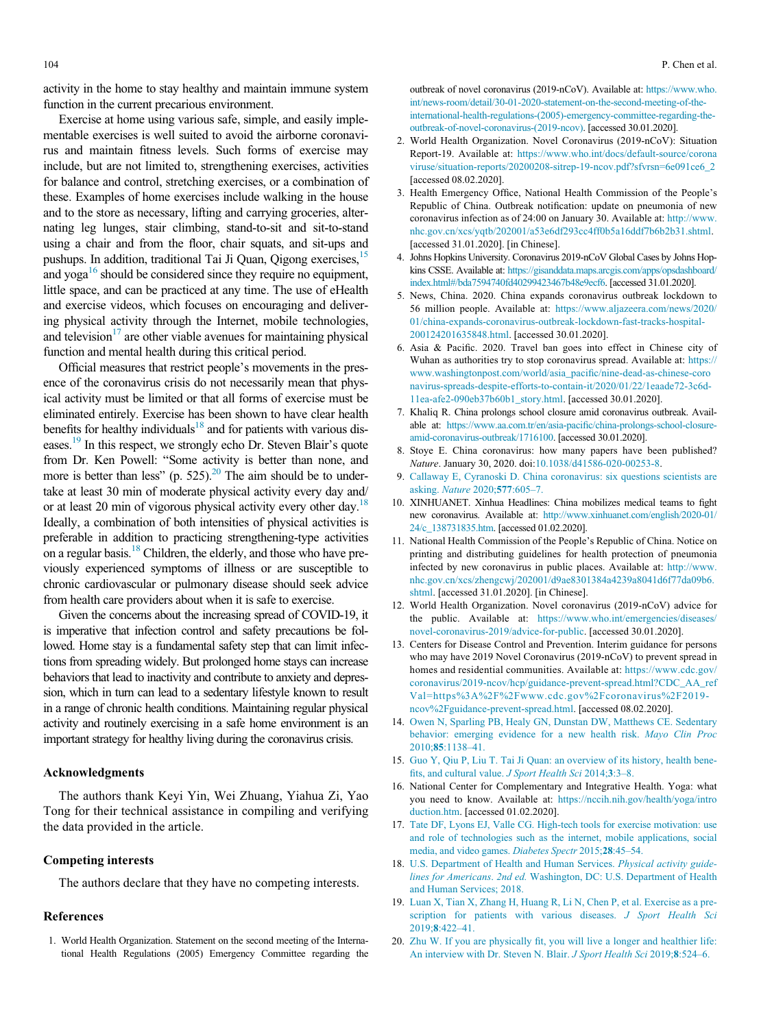activity in the home to stay healthy and maintain immune system function in the current precarious environment.

Exercise at home using various safe, simple, and easily implementable exercises is well suited to avoid the airborne coronavirus and maintain fitness levels. Such forms of exercise may include, but are not limited to, strengthening exercises, activities for balance and control, stretching exercises, or a combination of these. Examples of home exercises include walking in the house and to the store as necessary, lifting and carrying groceries, alternating leg lunges, stair climbing, stand-to-sit and sit-to-stand using a chair and from the floor, chair squats, and sit-ups and pushups. In addition, traditional Tai Ji Quan, Qigong exercises,[15] and yoga[16] should be considered since they require no equipment, little space, and can be practiced at any time. The use of eHealth and exercise videos, which focuses on encouraging and delivering physical activity through the Internet, mobile technologies, and television[17] are other viable avenues for maintaining physical function and mental health during this critical period.

Official measures that restrict people's movements in the presence of the coronavirus crisis do not necessarily mean that physical activity must be limited or that all forms of exercise must be eliminated entirely. Exercise has been shown to have clear health benefits for healthy individuals[18] and for patients with various diseases.[19] In this respect, we strongly echo Dr. Steven Blair's quote from Dr. Ken Powell: "Some activity is better than none, and more is better than less" (p. 525).[20] The aim should be to undertake at least 30 min of moderate physical activity every day and/or at least 20 min of vigorous physical activity every other day.[18] Ideally, a combination of both intensities of physical activities is preferable in addition to practicing strengthening-type activities on a regular basis.[18] Children, the elderly, and those who have previously experienced symptoms of illness or are susceptible to chronic cardiovascular or pulmonary disease should seek advice from health care providers about when it is safe to exercise.

Given the concerns about the increasing spread of COVID-19, it is imperative that infection control and safety precautions be followed. Home stay is a fundamental safety step that can limit infections from spreading widely. But prolonged home stays can increase behaviors that lead to inactivity and contribute to anxiety and depression, which in turn can lead to a sedentary lifestyle known to result in a range of chronic health conditions. Maintaining regular physical activity and routinely exercising in a safe home environment is an important strategy for healthy living during the coronavirus crisis.

## Acknowledgments

The authors thank Keyi Yin, Wei Zhuang, Yiahua Zi, Yao Tong for their technical assistance in compiling and verifying the data provided in the article.

## Competing interests

The authors declare that they have no competing interests.

## References

1. World Health Organization. Statement on the second meeting of the International Health Regulations (2005) Emergency Committee regarding the outbreak of novel coronavirus (2019-nCoV). Available at: https://www.who.int/news-room/detail/30-01-2020-statement-on-the-second-meeting-of-the-international-health-regulations-(2005)-emergency-committee-regarding-the-outbreak-of-novel-coronavirus-(2019-ncov). [accessed 30.01.2020].
2. World Health Organization. Novel Coronavirus (2019-nCoV): Situation Report-19. Available at: https://www.who.int/docs/default-source/coronaviruse/situation-reports/20200208-sitrep-19-ncov.pdf?sfvrsn=6e091ce6_2 [accessed 08.02.2020].
3. Health Emergency Office, National Health Commission of the People's Republic of China. Outbreak notification: update on pneumonia of new coronavirus infection as of 24:00 on January 30. Available at: http://www.nhc.gov.cn/xcs/yqtb/202001/a53e6df293cc4ff0b5a16ddf7b6b2b31.shtml. [accessed 31.01.2020]. [in Chinese].
4. Johns Hopkins University. Coronavirus 2019-nCoV Global Cases by Johns Hopkins CSSE. Available at: https://gisanddata.maps.arcgis.com/apps/opsdashboard/index.html#/bda7594740fd40299423467b48e9ecf6. [accessed 31.01.2020].
5. News, China. 2020. China expands coronavirus outbreak lockdown to 56 million people. Available at: https://www.aljazeera.com/news/2020/01/china-expands-coronavirus-outbreak-lockdown-fast-tracks-hospital-200124201635848.html. [accessed 30.01.2020].
6. Asia & Pacific. 2020. Travel ban goes into effect in Chinese city of Wuhan as authorities try to stop coronavirus spread. Available at: https://www.washingtonpost.com/world/asia_pacific/nine-dead-as-chinese-coronavirus-spreads-despite-efforts-to-contain-it/2020/01/22/1eaade72-3c6d-11ea-afe2-090eb37b60b1_story.html. [accessed 30.01.2020].
7. Khaliq R. China prolongs school closure amid coronavirus outbreak. Available at: https://www.aa.com.tr/en/asia-pacific/china-prolongs-school-closure-amid-coronavirus-outbreak/1716100. [accessed 30.01.2020].
8. Stoye E. China coronavirus: how many papers have been published? *Nature*. January 30, 2020. doi:10.1038/d41586-020-00253-8.
9. Callaway E, Cyranoski D. China coronavirus: six questions scientists are asking. *Nature* 2020;**577**:605–7.
10. XINHUANET. Xinhua Headlines: China mobilizes medical teams to fight new coronavirus. Available at: http://www.xinhuanet.com/english/2020-01/24/c_138731835.htm. [accessed 01.02.2020].
11. National Health Commission of the People's Republic of China. Notice on printing and distributing guidelines for health protection of pneumonia infected by new coronavirus in public places. Available at: http://www.nhc.gov.cn/xcs/zhengcwj/202001/d9ae8301384a4239a8041d6f77da09b6.shtml. [accessed 31.01.2020]. [in Chinese].
12. World Health Organization. Novel coronavirus (2019-nCoV) advice for the public. Available at: https://www.who.int/emergencies/diseases/novel-coronavirus-2019/advice-for-public. [accessed 30.01.2020].
13. Centers for Disease Control and Prevention. Interim guidance for persons who may have 2019 Novel Coronavirus (2019-nCoV) to prevent spread in homes and residential communities. Available at: https://www.cdc.gov/coronavirus/2019-ncov/hcp/guidance-prevent-spread.html?CDC_AA_refVal=https%3A%2F%2Fwww.cdc.gov%2Fcoronavirus%2F2019-ncov%2Fguidance-prevent-spread.html. [accessed 08.02.2020].
14. Owen N, Sparling PB, Healy GN, Dunstan DW, Matthews CE. Sedentary behavior: emerging evidence for a new health risk. *Mayo Clin Proc* 2010;**85**:1138–41.
15. Guo Y, Qiu P, Liu T. Tai Ji Quan: an overview of its history, health benefits, and cultural value. *J Sport Health Sci* 2014;**3**:3–8.
16. National Center for Complementary and Integrative Health. Yoga: what you need to know. Available at: https://nccih.nih.gov/health/yoga/introduction.htm. [accessed 01.02.2020].
17. Tate DF, Lyons EJ, Valle CG. High-tech tools for exercise motivation: use and role of technologies such as the internet, mobile applications, social media, and video games. *Diabetes Spectr* 2015;**28**:45–54.
18. U.S. Department of Health and Human Services. *Physical activity guidelines for Americans. 2nd ed.* Washington, DC: U.S. Department of Health and Human Services; 2018.
19. Luan X, Tian X, Zhang H, Huang R, Li N, Chen P, et al. Exercise as a prescription for patients with various diseases. *J Sport Health Sci* 2019;**8**:422–41.
20. Zhu W. If you are physically fit, you will live a longer and healthier life: An interview with Dr. Steven N. Blair. *J Sport Health Sci* 2019;**8**:524–6.